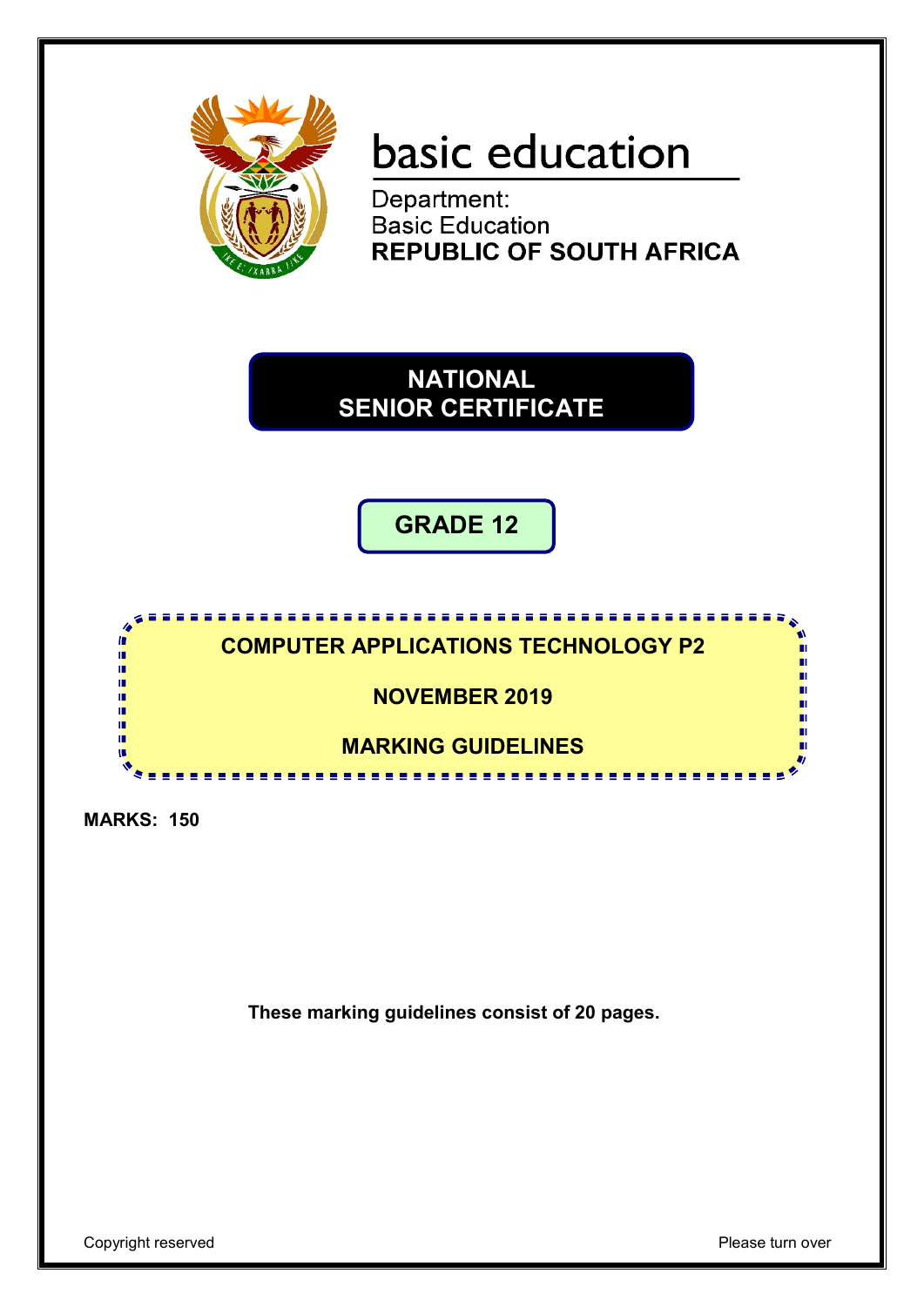basic education

Department:
Basic Education
**REPUBLIC OF SOUTH AFRICA**

# NATIONAL SENIOR CERTIFICATE

## GRADE 12

## COMPUTER APPLICATIONS TECHNOLOGY P2

## NOVEMBER 2019

## MARKING GUIDELINES

**MARKS: 150**

**These marking guidelines consist of 20 pages.**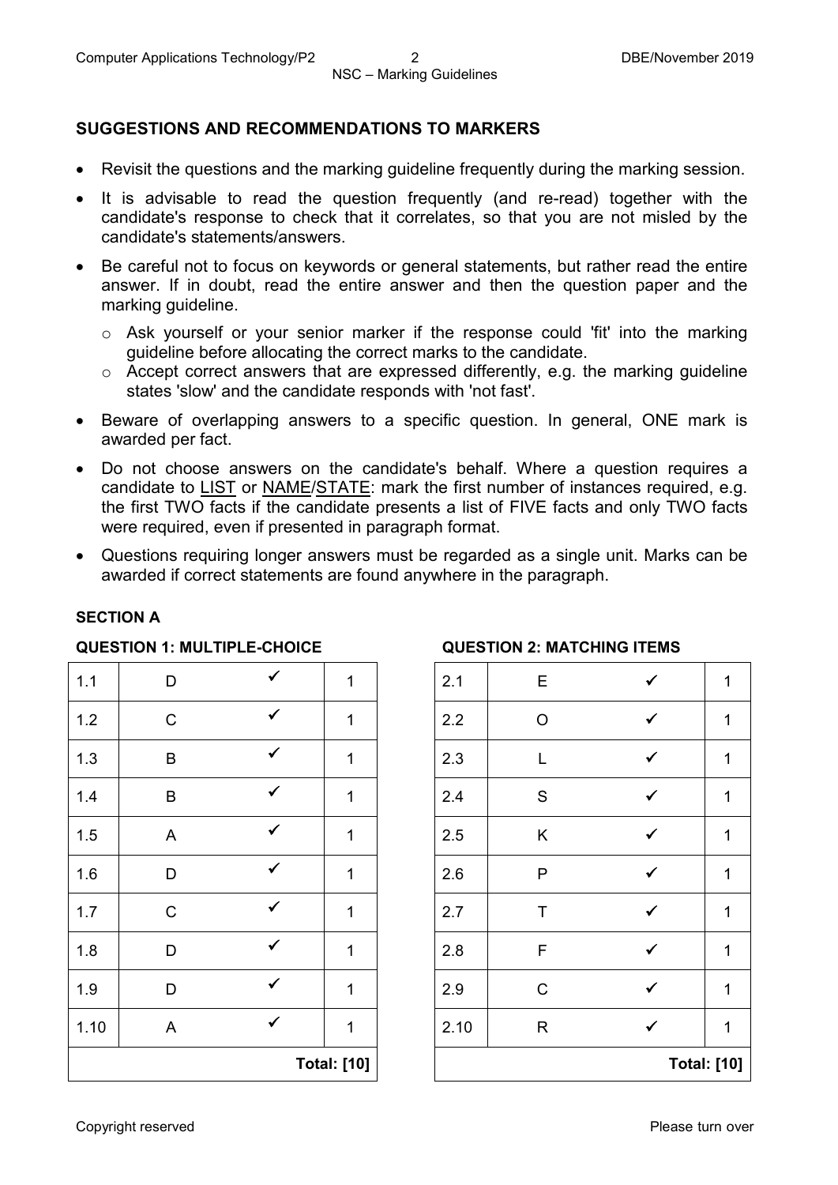## SUGGESTIONS AND RECOMMENDATIONS TO MARKERS

- Revisit the questions and the marking guideline frequently during the marking session.
- It is advisable to read the question frequently (and re-read) together with the candidate's response to check that it correlates, so that you are not misled by the candidate's statements/answers.
- Be careful not to focus on keywords or general statements, but rather read the entire answer. If in doubt, read the entire answer and then the question paper and the marking guideline.
  - Ask yourself or your senior marker if the response could 'fit' into the marking guideline before allocating the correct marks to the candidate.
  - Accept correct answers that are expressed differently, e.g. the marking guideline states 'slow' and the candidate responds with 'not fast'.
- Beware of overlapping answers to a specific question. In general, ONE mark is awarded per fact.
- Do not choose answers on the candidate's behalf. Where a question requires a candidate to <u>LIST</u> or <u>NAME</u>/<u>STATE</u>: mark the first number of instances required, e.g. the first TWO facts if the candidate presents a list of FIVE facts and only TWO facts were required, even if presented in paragraph format.
- Questions requiring longer answers must be regarded as a single unit. Marks can be awarded if correct statements are found anywhere in the paragraph.

### SECTION A

#### QUESTION 1: MULTIPLE-CHOICE

| | | | |
|---|---|---|---|
| 1.1 | D | ✓ | 1 |
| 1.2 | C | ✓ | 1 |
| 1.3 | B | ✓ | 1 |
| 1.4 | B | ✓ | 1 |
| 1.5 | A | ✓ | 1 |
| 1.6 | D | ✓ | 1 |
| 1.7 | C | ✓ | 1 |
| 1.8 | D | ✓ | 1 |
| 1.9 | D | ✓ | 1 |
| 1.10 | A | ✓ | 1 |
| | | | **Total: [10]** |

#### QUESTION 2: MATCHING ITEMS

| | | | |
|---|---|---|---|
| 2.1 | E | ✓ | 1 |
| 2.2 | O | ✓ | 1 |
| 2.3 | L | ✓ | 1 |
| 2.4 | S | ✓ | 1 |
| 2.5 | K | ✓ | 1 |
| 2.6 | P | ✓ | 1 |
| 2.7 | T | ✓ | 1 |
| 2.8 | F | ✓ | 1 |
| 2.9 | C | ✓ | 1 |
| 2.10 | R | ✓ | 1 |
| | | | **Total: [10]** |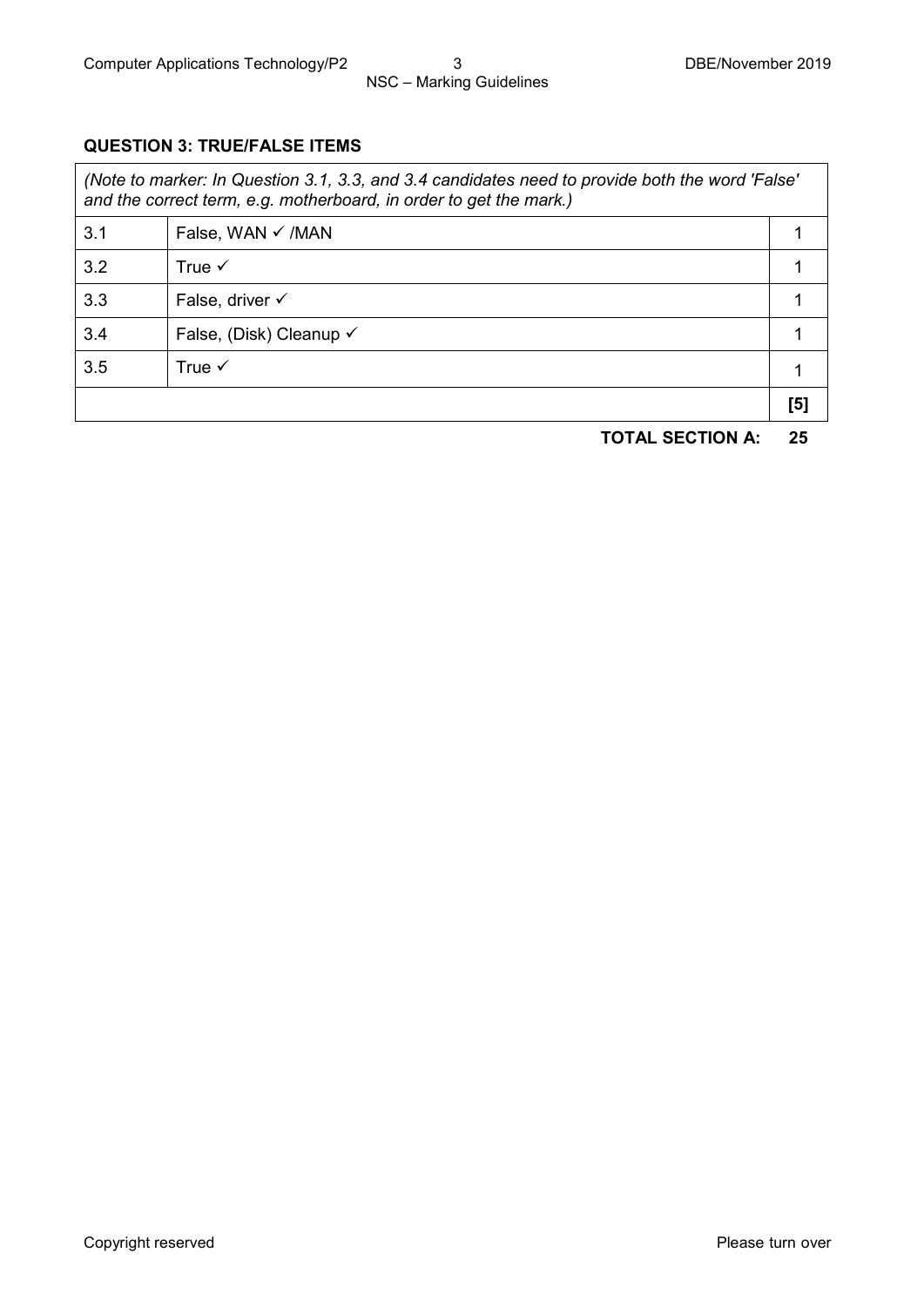**QUESTION 3: TRUE/FALSE ITEMS**

| *(Note to marker: In Question 3.1, 3.3, and 3.4 candidates need to provide both the word 'False' and the correct term, e.g. motherboard, in order to get the mark.)* | | |
|---|---|---|
| 3.1 | False, WAN ✓ /MAN | 1 |
| 3.2 | True ✓ | 1 |
| 3.3 | False, driver ✓ | 1 |
| 3.4 | False, (Disk) Cleanup ✓ | 1 |
| 3.5 | True ✓ | 1 |
| | | **[5]** |

**TOTAL SECTION A: 25**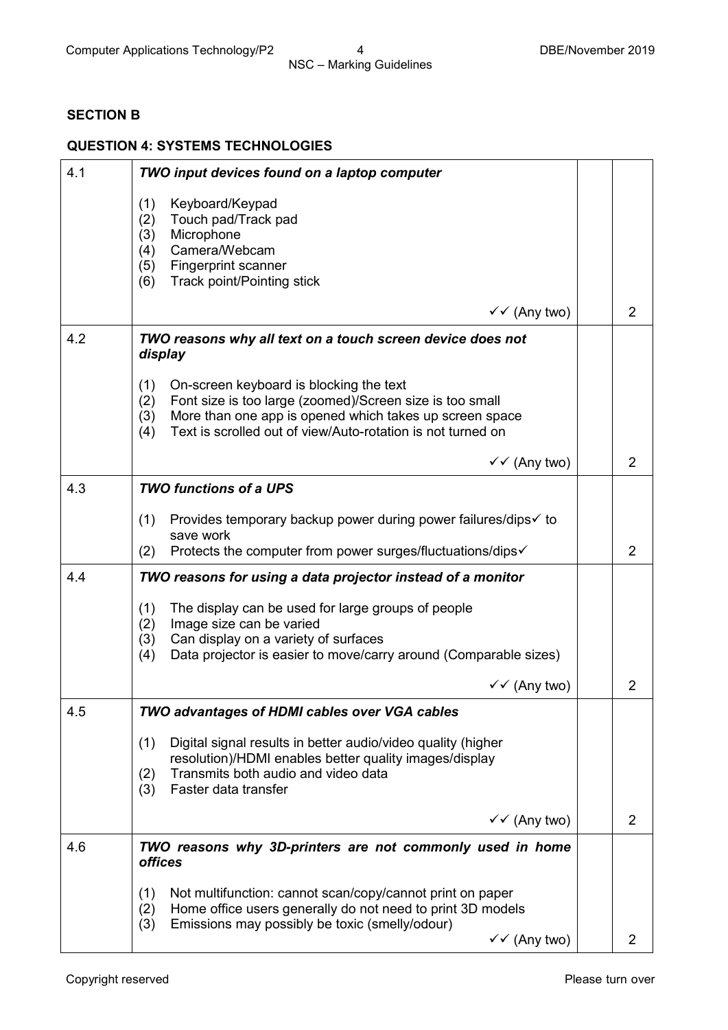## SECTION B

### QUESTION 4: SYSTEMS TECHNOLOGIES

| | | | |
|---|---|---|---|
| 4.1 | ***TWO input devices found on a laptop computer***<br><br>(1) Keyboard/Keypad<br>(2) Touch pad/Track pad<br>(3) Microphone<br>(4) Camera/Webcam<br>(5) Fingerprint scanner<br>(6) Track point/Pointing stick<br><br>✓✓ (Any two) | | 2 |
| 4.2 | ***TWO reasons why all text on a touch screen device does not display***<br><br>(1) On-screen keyboard is blocking the text<br>(2) Font size is too large (zoomed)/Screen size is too small<br>(3) More than one app is opened which takes up screen space<br>(4) Text is scrolled out of view/Auto-rotation is not turned on<br><br>✓✓ (Any two) | | 2 |
| 4.3 | ***TWO functions of a UPS***<br><br>(1) Provides temporary backup power during power failures/dips✓ to save work<br>(2) Protects the computer from power surges/fluctuations/dips✓ | | 2 |
| 4.4 | ***TWO reasons for using a data projector instead of a monitor***<br><br>(1) The display can be used for large groups of people<br>(2) Image size can be varied<br>(3) Can display on a variety of surfaces<br>(4) Data projector is easier to move/carry around (Comparable sizes)<br><br>✓✓ (Any two) | | 2 |
| 4.5 | ***TWO advantages of HDMI cables over VGA cables***<br><br>(1) Digital signal results in better audio/video quality (higher resolution)/HDMI enables better quality images/display<br>(2) Transmits both audio and video data<br>(3) Faster data transfer<br><br>✓✓ (Any two) | | 2 |
| 4.6 | ***TWO reasons why 3D-printers are not commonly used in home offices***<br><br>(1) Not multifunction: cannot scan/copy/cannot print on paper<br>(2) Home office users generally do not need to print 3D models<br>(3) Emissions may possibly be toxic (smelly/odour)<br><br>✓✓ (Any two) | | 2 |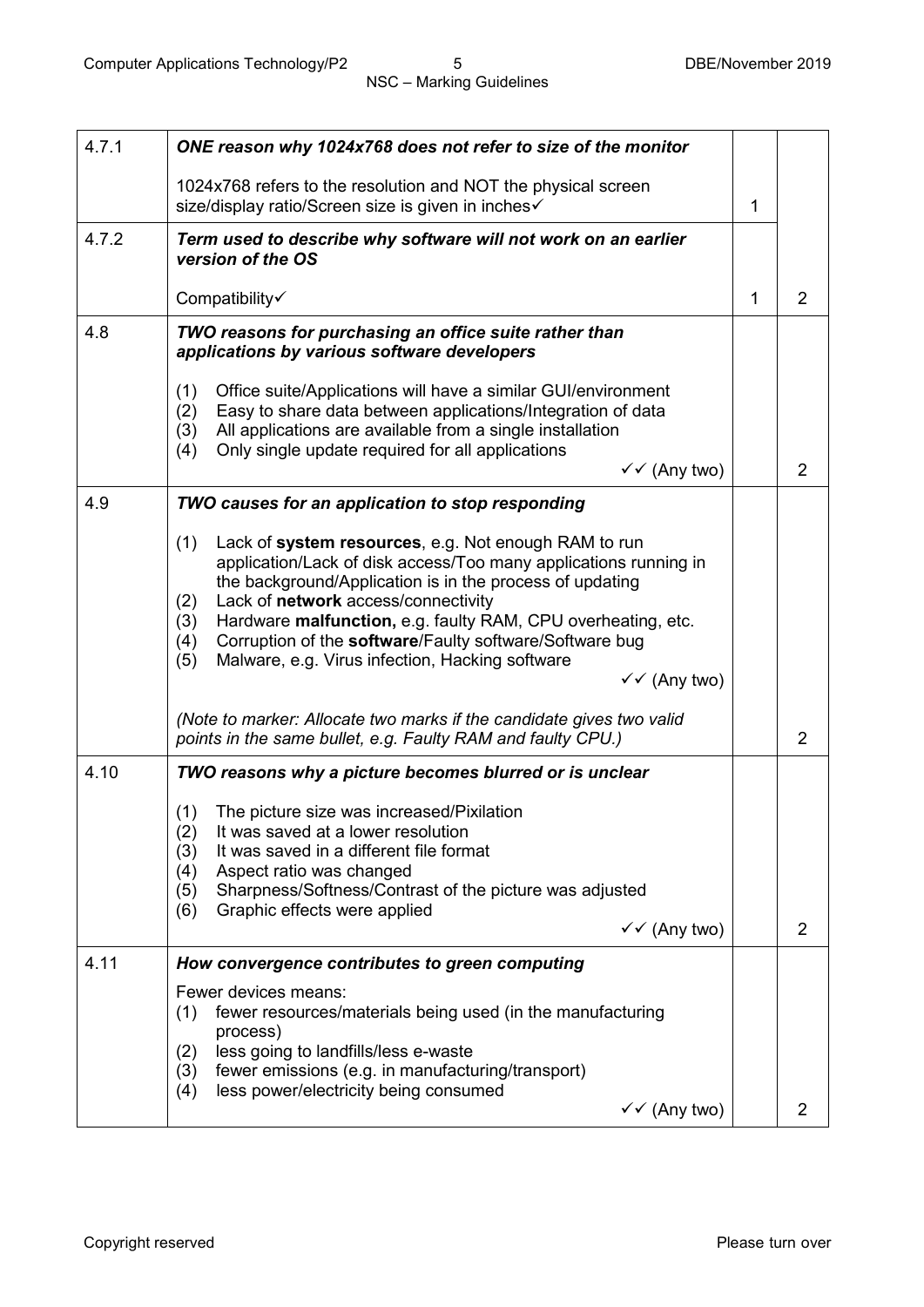| | | | |
|---|---|---|---|
| 4.7.1 | ***ONE reason why 1024x768 does not refer to size of the monitor***<br><br>1024x768 refers to the resolution and NOT the physical screen size/display ratio/Screen size is given in inches✓ | 1 | |
| 4.7.2 | ***Term used to describe why software will not work on an earlier version of the OS***<br><br>Compatibility✓ | 1 | 2 |
| 4.8 | ***TWO reasons for purchasing an office suite rather than applications by various software developers***<br><br>(1) Office suite/Applications will have a similar GUI/environment<br>(2) Easy to share data between applications/Integration of data<br>(3) All applications are available from a single installation<br>(4) Only single update required for all applications<br>✓✓ (Any two) | | 2 |
| 4.9 | ***TWO causes for an application to stop responding***<br><br>(1) Lack of **system resources**, e.g. Not enough RAM to run application/Lack of disk access/Too many applications running in the background/Application is in the process of updating<br>(2) Lack of **network** access/connectivity<br>(3) Hardware **malfunction,** e.g. faulty RAM, CPU overheating, etc.<br>(4) Corruption of the **software**/Faulty software/Software bug<br>(5) Malware, e.g. Virus infection, Hacking software<br>✓✓ (Any two)<br><br>*(Note to marker: Allocate two marks if the candidate gives two valid points in the same bullet, e.g. Faulty RAM and faulty CPU.)* | | 2 |
| 4.10 | ***TWO reasons why a picture becomes blurred or is unclear***<br><br>(1) The picture size was increased/Pixilation<br>(2) It was saved at a lower resolution<br>(3) It was saved in a different file format<br>(4) Aspect ratio was changed<br>(5) Sharpness/Softness/Contrast of the picture was adjusted<br>(6) Graphic effects were applied<br>✓✓ (Any two) | | 2 |
| 4.11 | ***How convergence contributes to green computing***<br><br>Fewer devices means:<br>(1) fewer resources/materials being used (in the manufacturing process)<br>(2) less going to landfills/less e-waste<br>(3) fewer emissions (e.g. in manufacturing/transport)<br>(4) less power/electricity being consumed<br>✓✓ (Any two) | | 2 |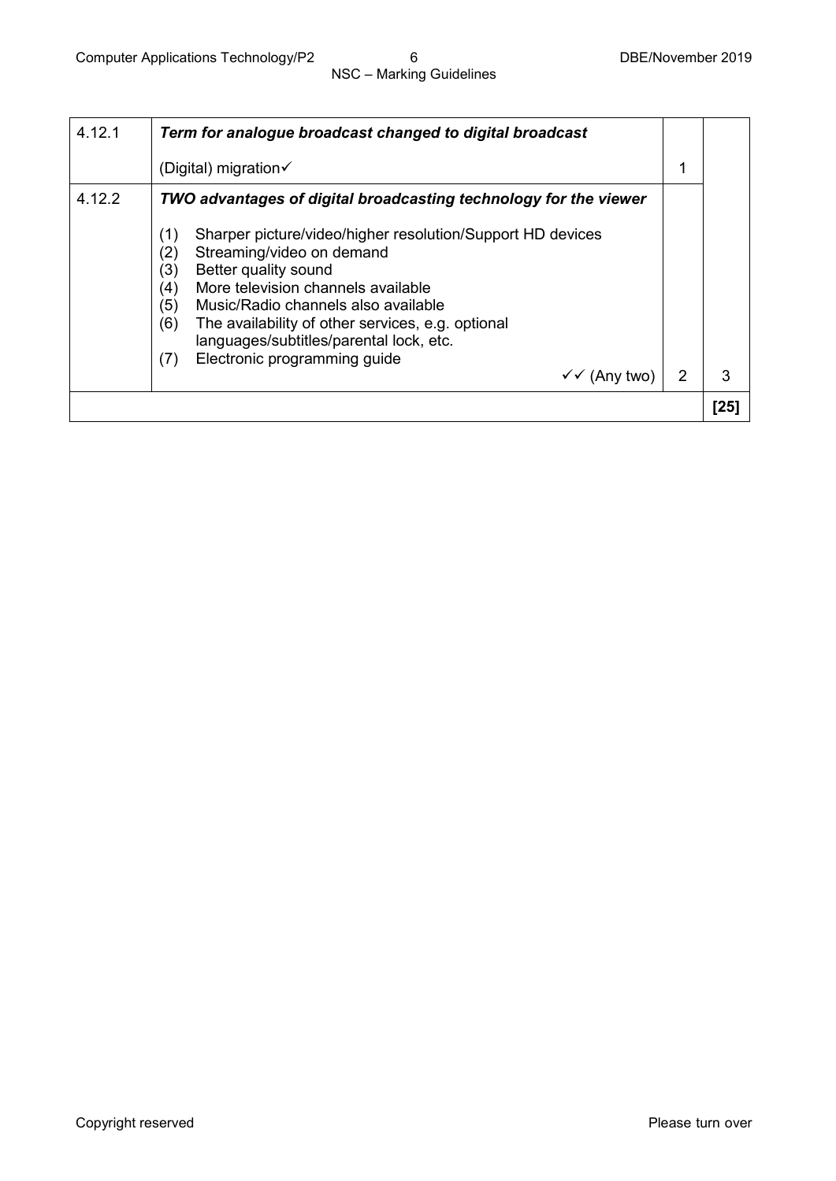| | | | |
|---|---|---|---|
| 4.12.1 | ***Term for analogue broadcast changed to digital broadcast***<br><br>(Digital) migration✓ | 1 | |
| 4.12.2 | ***TWO advantages of digital broadcasting technology for the viewer***<br><br>(1) Sharper picture/video/higher resolution/Support HD devices<br>(2) Streaming/video on demand<br>(3) Better quality sound<br>(4) More television channels available<br>(5) Music/Radio channels also available<br>(6) The availability of other services, e.g. optional languages/subtitles/parental lock, etc.<br>(7) Electronic programming guide<br><br>✓✓ (Any two) | 2 | 3 |
| | | | **[25]** |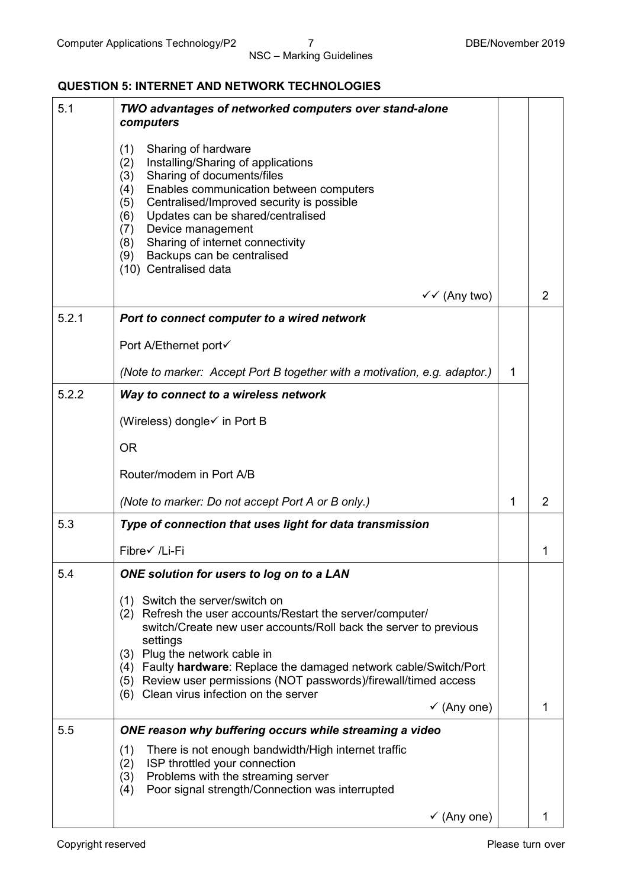## QUESTION 5: INTERNET AND NETWORK TECHNOLOGIES

| | | | |
|---|---|---|---|
| 5.1 | ***TWO advantages of networked computers over stand-alone computers***<br><br>(1) Sharing of hardware<br>(2) Installing/Sharing of applications<br>(3) Sharing of documents/files<br>(4) Enables communication between computers<br>(5) Centralised/Improved security is possible<br>(6) Updates can be shared/centralised<br>(7) Device management<br>(8) Sharing of internet connectivity<br>(9) Backups can be centralised<br>(10) Centralised data<br><br>✓✓ (Any two) | | 2 |
| 5.2.1 | ***Port to connect computer to a wired network***<br><br>Port A/Ethernet port✓<br><br>*(Note to marker: Accept Port B together with a motivation, e.g. adaptor.)* | 1 | |
| 5.2.2 | ***Way to connect to a wireless network***<br><br>(Wireless) dongle✓ in Port B<br><br>OR<br><br>Router/modem in Port A/B<br><br>*(Note to marker: Do not accept Port A or B only.)* | 1 | 2 |
| 5.3 | ***Type of connection that uses light for data transmission***<br><br>Fibre✓ /Li-Fi | | 1 |
| 5.4 | ***ONE solution for users to log on to a LAN***<br><br>(1) Switch the server/switch on<br>(2) Refresh the user accounts/Restart the server/computer/ switch/Create new user accounts/Roll back the server to previous settings<br>(3) Plug the network cable in<br>(4) Faulty **hardware**: Replace the damaged network cable/Switch/Port<br>(5) Review user permissions (NOT passwords)/firewall/timed access<br>(6) Clean virus infection on the server<br><br>✓ (Any one) | | 1 |
| 5.5 | ***ONE reason why buffering occurs while streaming a video***<br><br>(1) There is not enough bandwidth/High internet traffic<br>(2) ISP throttled your connection<br>(3) Problems with the streaming server<br>(4) Poor signal strength/Connection was interrupted<br><br>✓ (Any one) | | 1 |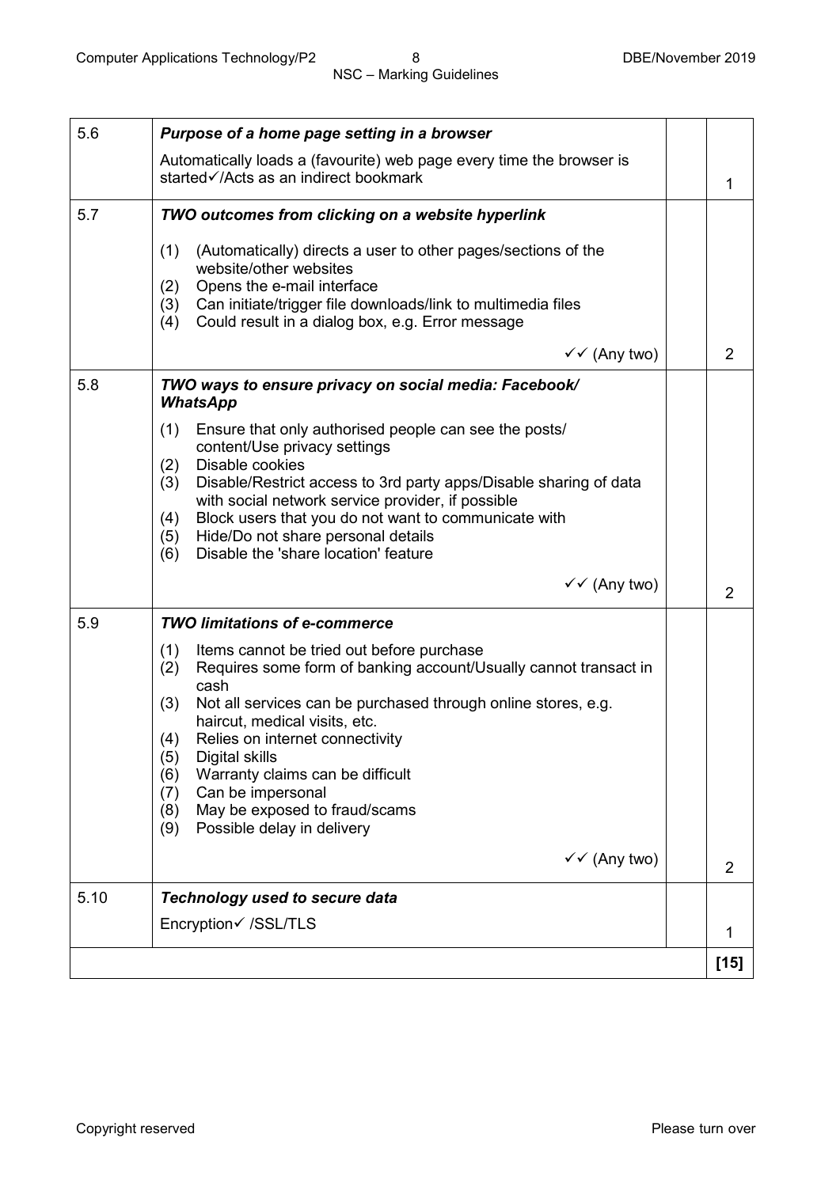| | | | |
|---|---|---|---|
| 5.6 | ***Purpose of a home page setting in a browser***<br>Automatically loads a (favourite) web page every time the browser is started✓/Acts as an indirect bookmark | | 1 |
| 5.7 | ***TWO outcomes from clicking on a website hyperlink***<br>(1) (Automatically) directs a user to other pages/sections of the website/other websites<br>(2) Opens the e-mail interface<br>(3) Can initiate/trigger file downloads/link to multimedia files<br>(4) Could result in a dialog box, e.g. Error message<br>✓✓ (Any two) | | 2 |
| 5.8 | ***TWO ways to ensure privacy on social media: Facebook/ WhatsApp***<br>(1) Ensure that only authorised people can see the posts/ content/Use privacy settings<br>(2) Disable cookies<br>(3) Disable/Restrict access to 3rd party apps/Disable sharing of data with social network service provider, if possible<br>(4) Block users that you do not want to communicate with<br>(5) Hide/Do not share personal details<br>(6) Disable the 'share location' feature<br>✓✓ (Any two) | | 2 |
| 5.9 | ***TWO limitations of e-commerce***<br>(1) Items cannot be tried out before purchase<br>(2) Requires some form of banking account/Usually cannot transact in cash<br>(3) Not all services can be purchased through online stores, e.g. haircut, medical visits, etc.<br>(4) Relies on internet connectivity<br>(5) Digital skills<br>(6) Warranty claims can be difficult<br>(7) Can be impersonal<br>(8) May be exposed to fraud/scams<br>(9) Possible delay in delivery<br>✓✓ (Any two) | | 2 |
| 5.10 | ***Technology used to secure data***<br>Encryption✓ /SSL/TLS | | 1 |
| | | | **[15]** |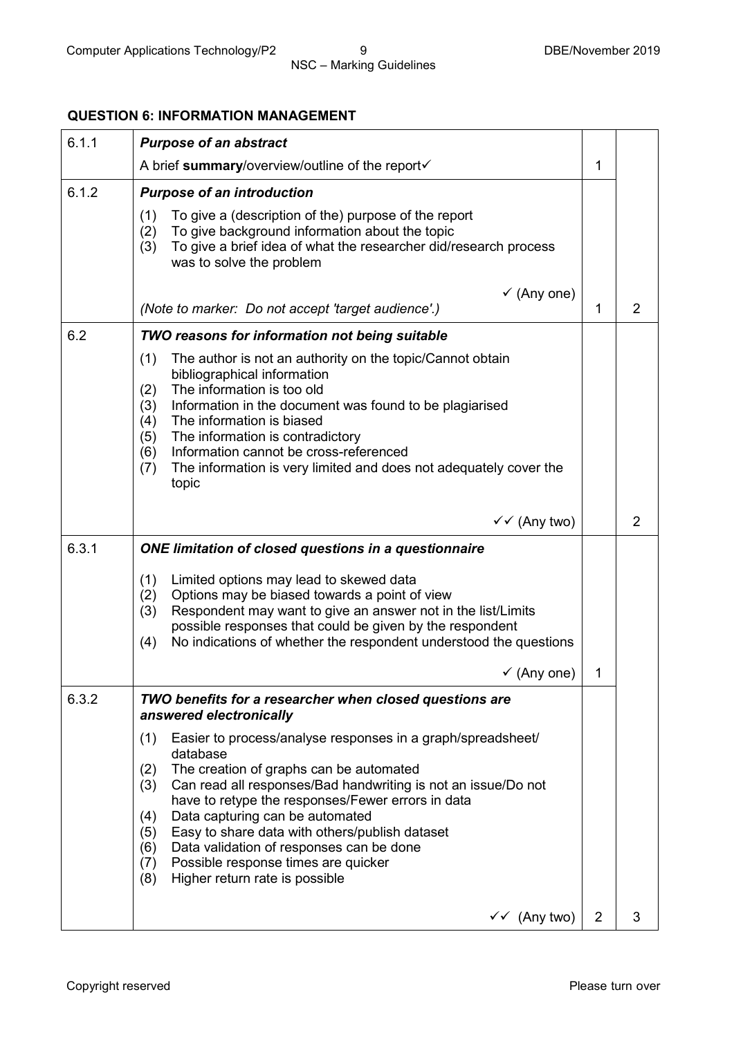## QUESTION 6: INFORMATION MANAGEMENT

| | | | |
|---|---|---|---|
| 6.1.1 | ***Purpose of an abstract*** <br> A brief **summary**/overview/outline of the report✓ | 1 | |
| 6.1.2 | ***Purpose of an introduction*** <br> (1) To give a (description of the) purpose of the report <br> (2) To give background information about the topic <br> (3) To give a brief idea of what the researcher did/research process was to solve the problem <br> ✓ (Any one) <br> *(Note to marker: Do not accept 'target audience'.)* | 1 | 2 |
| 6.2 | ***TWO reasons for information not being suitable*** <br> (1) The author is not an authority on the topic/Cannot obtain bibliographical information <br> (2) The information is too old <br> (3) Information in the document was found to be plagiarised <br> (4) The information is biased <br> (5) The information is contradictory <br> (6) Information cannot be cross-referenced <br> (7) The information is very limited and does not adequately cover the topic <br> ✓✓ (Any two) | | 2 |
| 6.3.1 | ***ONE limitation of closed questions in a questionnaire*** <br> (1) Limited options may lead to skewed data <br> (2) Options may be biased towards a point of view <br> (3) Respondent may want to give an answer not in the list/Limits possible responses that could be given by the respondent <br> (4) No indications of whether the respondent understood the questions <br> ✓ (Any one) | 1 | |
| 6.3.2 | ***TWO benefits for a researcher when closed questions are answered electronically*** <br> (1) Easier to process/analyse responses in a graph/spreadsheet/ database <br> (2) The creation of graphs can be automated <br> (3) Can read all responses/Bad handwriting is not an issue/Do not have to retype the responses/Fewer errors in data <br> (4) Data capturing can be automated <br> (5) Easy to share data with others/publish dataset <br> (6) Data validation of responses can be done <br> (7) Possible response times are quicker <br> (8) Higher return rate is possible <br> ✓✓ (Any two) | 2 | 3 |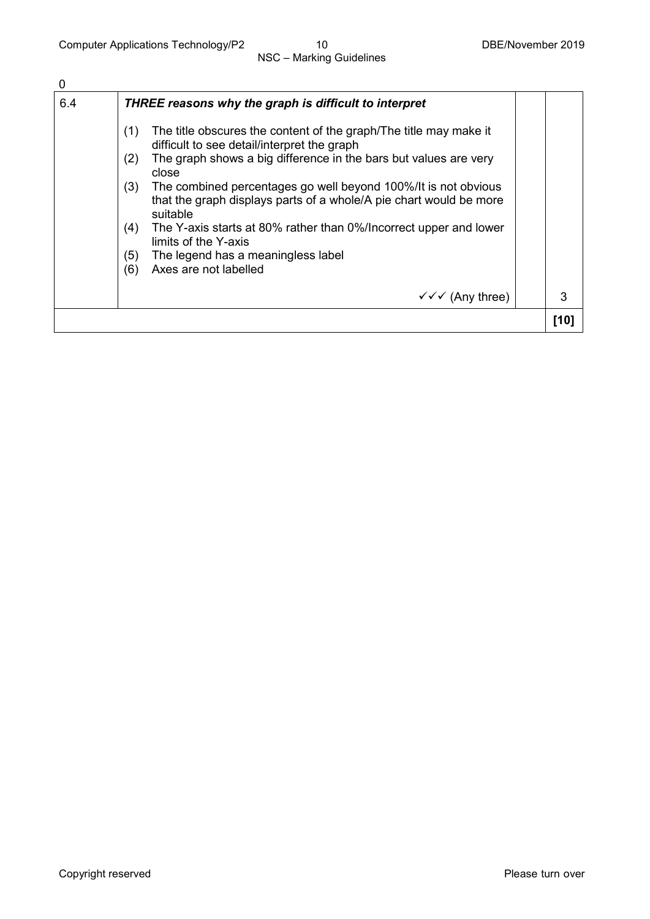0

| 6.4 | ***THREE reasons why the graph is difficult to interpret*** <br> (1) The title obscures the content of the graph/The title may make it difficult to see detail/interpret the graph <br> (2) The graph shows a big difference in the bars but values are very close <br> (3) The combined percentages go well beyond 100%/It is not obvious that the graph displays parts of a whole/A pie chart would be more suitable <br> (4) The Y-axis starts at 80% rather than 0%/Incorrect upper and lower limits of the Y-axis <br> (5) The legend has a meaningless label <br> (6) Axes are not labelled <br><br> ✓✓✓ (Any three) | | 3 |
|---|---|---|---|
| | | | **[10]** |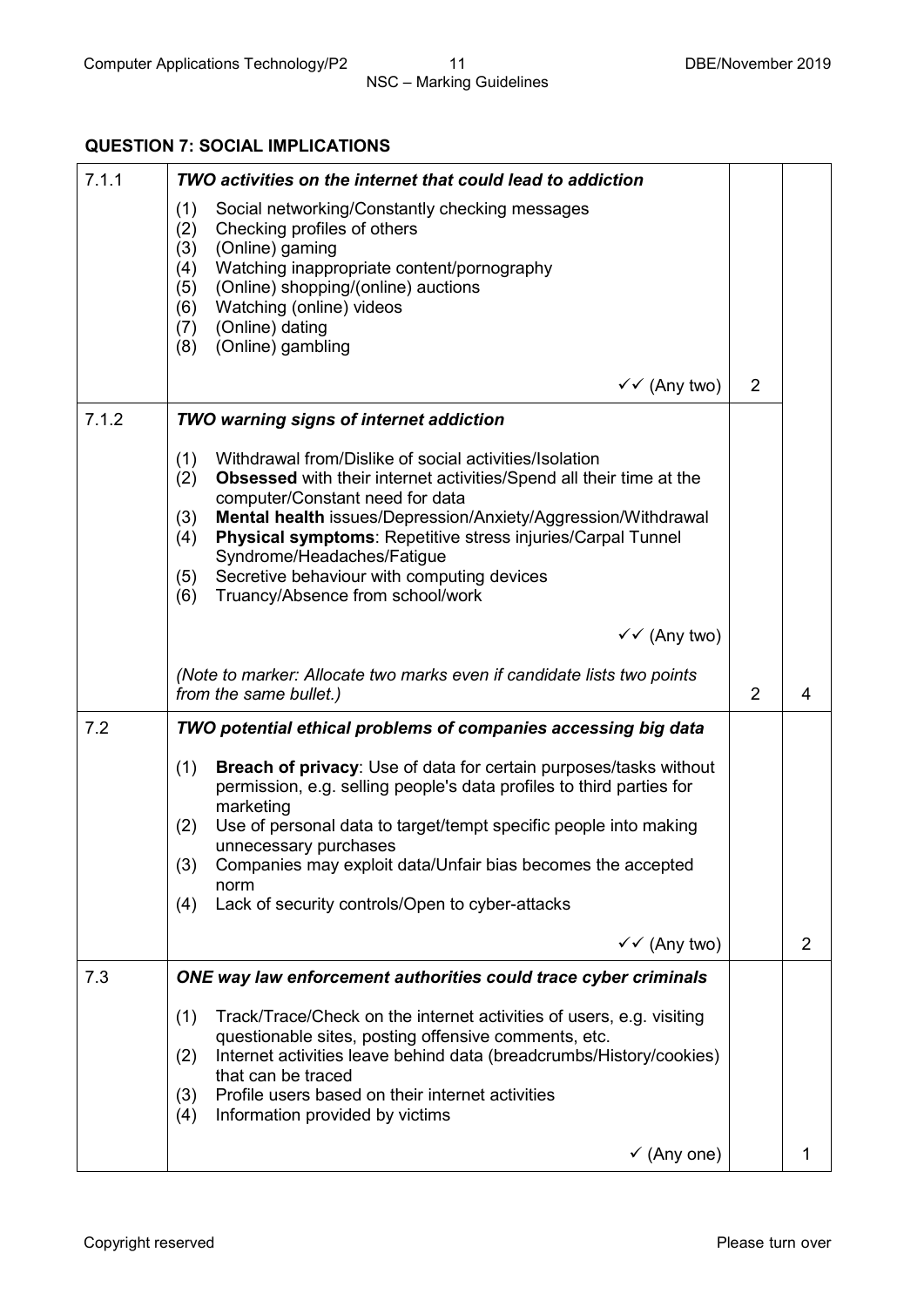## QUESTION 7: SOCIAL IMPLICATIONS

| | | | |
|---|---|---|---|
| 7.1.1 | ***TWO activities on the internet that could lead to addiction***<br><br>(1) Social networking/Constantly checking messages<br>(2) Checking profiles of others<br>(3) (Online) gaming<br>(4) Watching inappropriate content/pornography<br>(5) (Online) shopping/(online) auctions<br>(6) Watching (online) videos<br>(7) (Online) dating<br>(8) (Online) gambling<br><br>✓✓ (Any two) | 2 | |
| 7.1.2 | ***TWO warning signs of internet addiction***<br><br>(1) Withdrawal from/Dislike of social activities/Isolation<br>(2) **Obsessed** with their internet activities/Spend all their time at the computer/Constant need for data<br>(3) **Mental health** issues/Depression/Anxiety/Aggression/Withdrawal<br>(4) **Physical symptoms**: Repetitive stress injuries/Carpal Tunnel Syndrome/Headaches/Fatigue<br>(5) Secretive behaviour with computing devices<br>(6) Truancy/Absence from school/work<br><br>✓✓ (Any two)<br><br>*(Note to marker: Allocate two marks even if candidate lists two points from the same bullet.)* | 2 | 4 |
| 7.2 | ***TWO potential ethical problems of companies accessing big data***<br><br>(1) **Breach of privacy**: Use of data for certain purposes/tasks without permission, e.g. selling people's data profiles to third parties for marketing<br>(2) Use of personal data to target/tempt specific people into making unnecessary purchases<br>(3) Companies may exploit data/Unfair bias becomes the accepted norm<br>(4) Lack of security controls/Open to cyber-attacks<br><br>✓✓ (Any two) | | 2 |
| 7.3 | ***ONE way law enforcement authorities could trace cyber criminals***<br><br>(1) Track/Trace/Check on the internet activities of users, e.g. visiting questionable sites, posting offensive comments, etc.<br>(2) Internet activities leave behind data (breadcrumbs/History/cookies) that can be traced<br>(3) Profile users based on their internet activities<br>(4) Information provided by victims<br><br>✓ (Any one) | | 1 |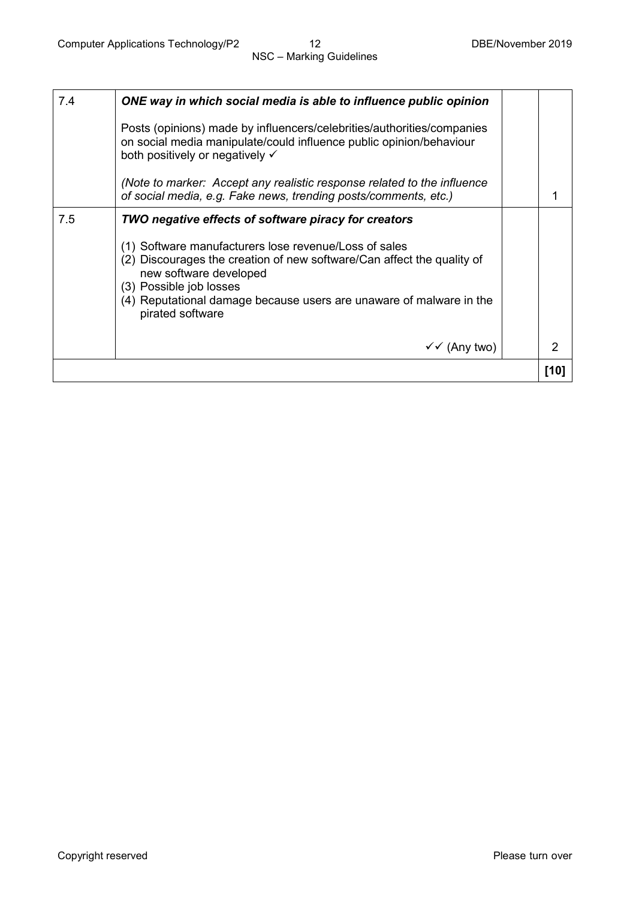| | | | |
|---|---|---|---|
| 7.4 | ***ONE way in which social media is able to influence public opinion***<br><br>Posts (opinions) made by influencers/celebrities/authorities/companies on social media manipulate/could influence public opinion/behaviour both positively or negatively ✓<br><br>*(Note to marker: Accept any realistic response related to the influence of social media, e.g. Fake news, trending posts/comments, etc.)* | | 1 |
| 7.5 | ***TWO negative effects of software piracy for creators***<br><br>(1) Software manufacturers lose revenue/Loss of sales<br>(2) Discourages the creation of new software/Can affect the quality of new software developed<br>(3) Possible job losses<br>(4) Reputational damage because users are unaware of malware in the pirated software<br><br>✓✓ (Any two) | | 2 |
| | | | **[10]** |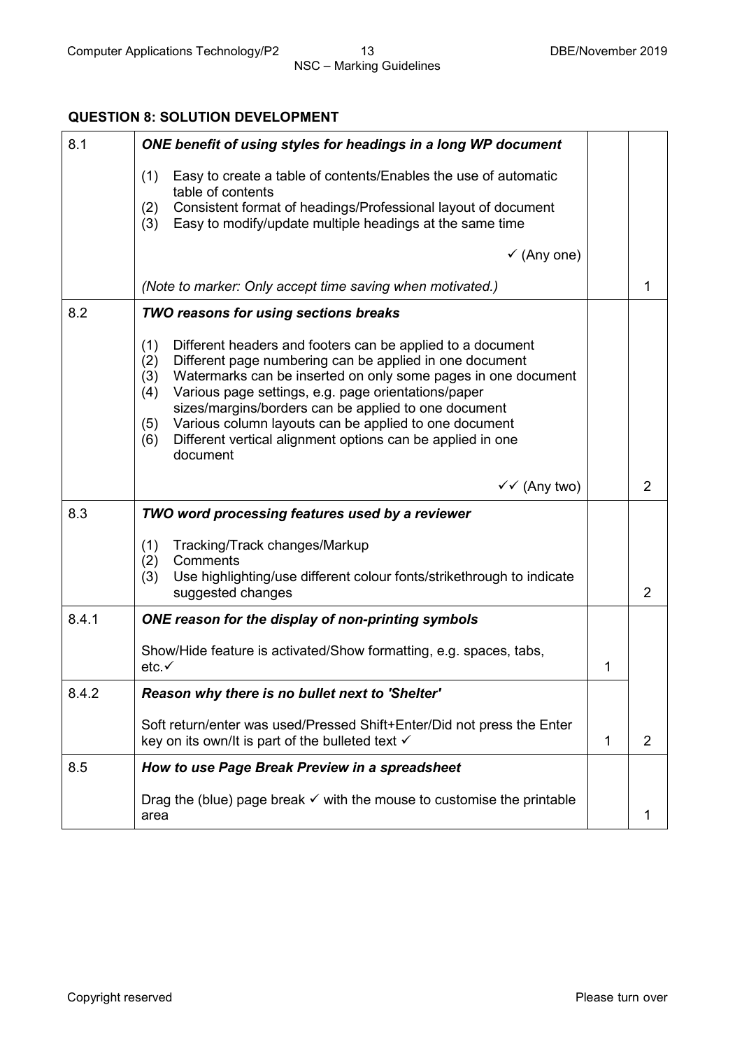## QUESTION 8: SOLUTION DEVELOPMENT

| | | | |
|---|---|---|---|
| 8.1 | ***ONE benefit of using styles for headings in a long WP document***<br><br>(1) Easy to create a table of contents/Enables the use of automatic table of contents<br>(2) Consistent format of headings/Professional layout of document<br>(3) Easy to modify/update multiple headings at the same time<br><br>✓ (Any one)<br><br>*(Note to marker: Only accept time saving when motivated.)* | | 1 |
| 8.2 | ***TWO reasons for using sections breaks***<br><br>(1) Different headers and footers can be applied to a document<br>(2) Different page numbering can be applied in one document<br>(3) Watermarks can be inserted on only some pages in one document<br>(4) Various page settings, e.g. page orientations/paper sizes/margins/borders can be applied to one document<br>(5) Various column layouts can be applied to one document<br>(6) Different vertical alignment options can be applied in one document<br><br>✓✓ (Any two) | | 2 |
| 8.3 | ***TWO word processing features used by a reviewer***<br><br>(1) Tracking/Track changes/Markup<br>(2) Comments<br>(3) Use highlighting/use different colour fonts/strikethrough to indicate suggested changes | | 2 |
| 8.4.1 | ***ONE reason for the display of non-printing symbols***<br><br>Show/Hide feature is activated/Show formatting, e.g. spaces, tabs, etc.✓ | 1 | |
| 8.4.2 | ***Reason why there is no bullet next to 'Shelter'***<br><br>Soft return/enter was used/Pressed Shift+Enter/Did not press the Enter key on its own/It is part of the bulleted text ✓ | 1 | 2 |
| 8.5 | ***How to use Page Break Preview in a spreadsheet***<br><br>Drag the (blue) page break ✓ with the mouse to customise the printable area | | 1 |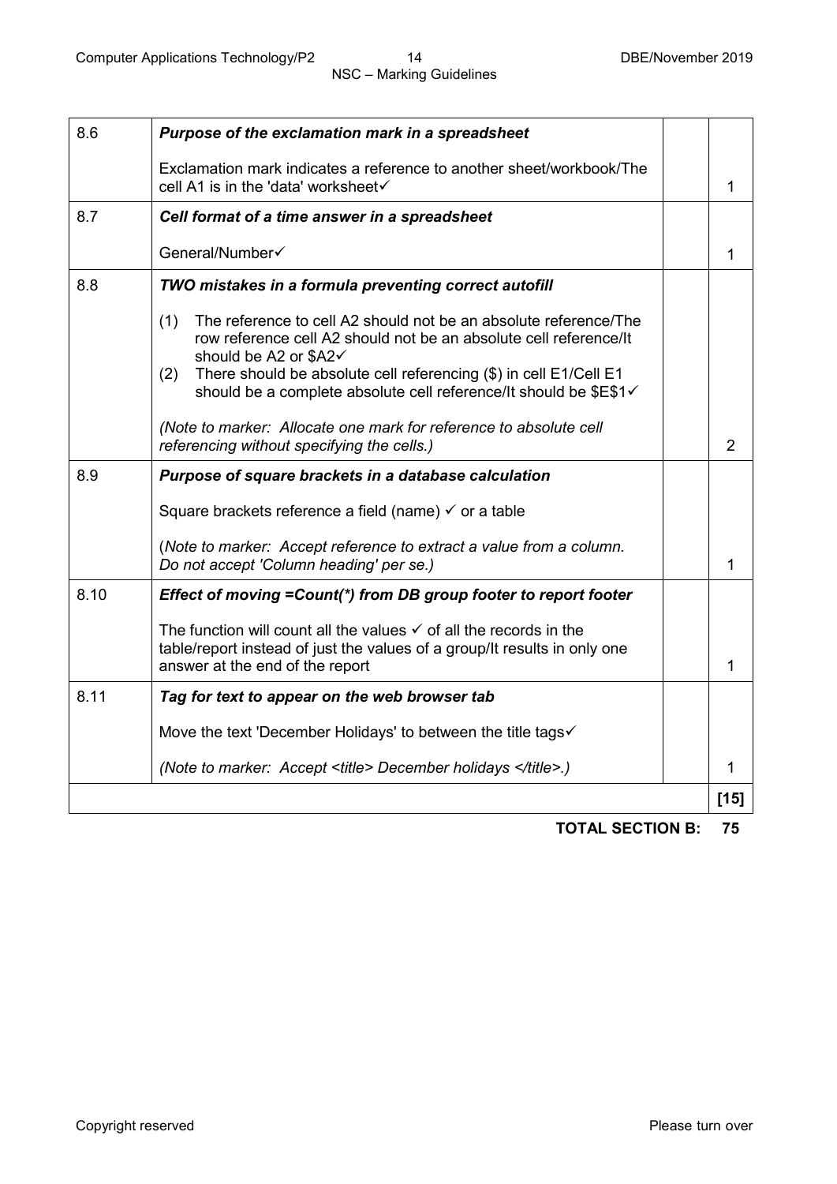| | | | |
|---|---|---|---|
| 8.6 | ***Purpose of the exclamation mark in a spreadsheet*** | | |
| | Exclamation mark indicates a reference to another sheet/workbook/The cell A1 is in the 'data' worksheet✓ | | 1 |
| 8.7 | ***Cell format of a time answer in a spreadsheet*** | | |
| | General/Number✓ | | 1 |
| 8.8 | ***TWO mistakes in a formula preventing correct autofill*** | | |
| | (1) The reference to cell A2 should not be an absolute reference/The row reference cell A2 should not be an absolute cell reference/It should be A2 or $A2✓<br>(2) There should be absolute cell referencing ($) in cell E1/Cell E1 should be a complete absolute cell reference/It should be $E$1✓<br><br>*(Note to marker: Allocate one mark for reference to absolute cell referencing without specifying the cells.)* | | 2 |
| 8.9 | ***Purpose of square brackets in a database calculation*** | | |
| | Square brackets reference a field (name) ✓ or a table<br><br>(*Note to marker: Accept reference to extract a value from a column. Do not accept 'Column heading' per se.)* | | 1 |
| 8.10 | ***Effect of moving =Count(*) from DB group footer to report footer*** | | |
| | The function will count all the values ✓ of all the records in the table/report instead of just the values of a group/It results in only one answer at the end of the report | | 1 |
| 8.11 | ***Tag for text to appear on the web browser tab*** | | |
| | Move the text 'December Holidays' to between the title tags✓<br><br>*(Note to marker: Accept &lt;title&gt; December holidays &lt;/title&gt;.)* | | 1 |
| | | | **[15]** |

**TOTAL SECTION B: 75**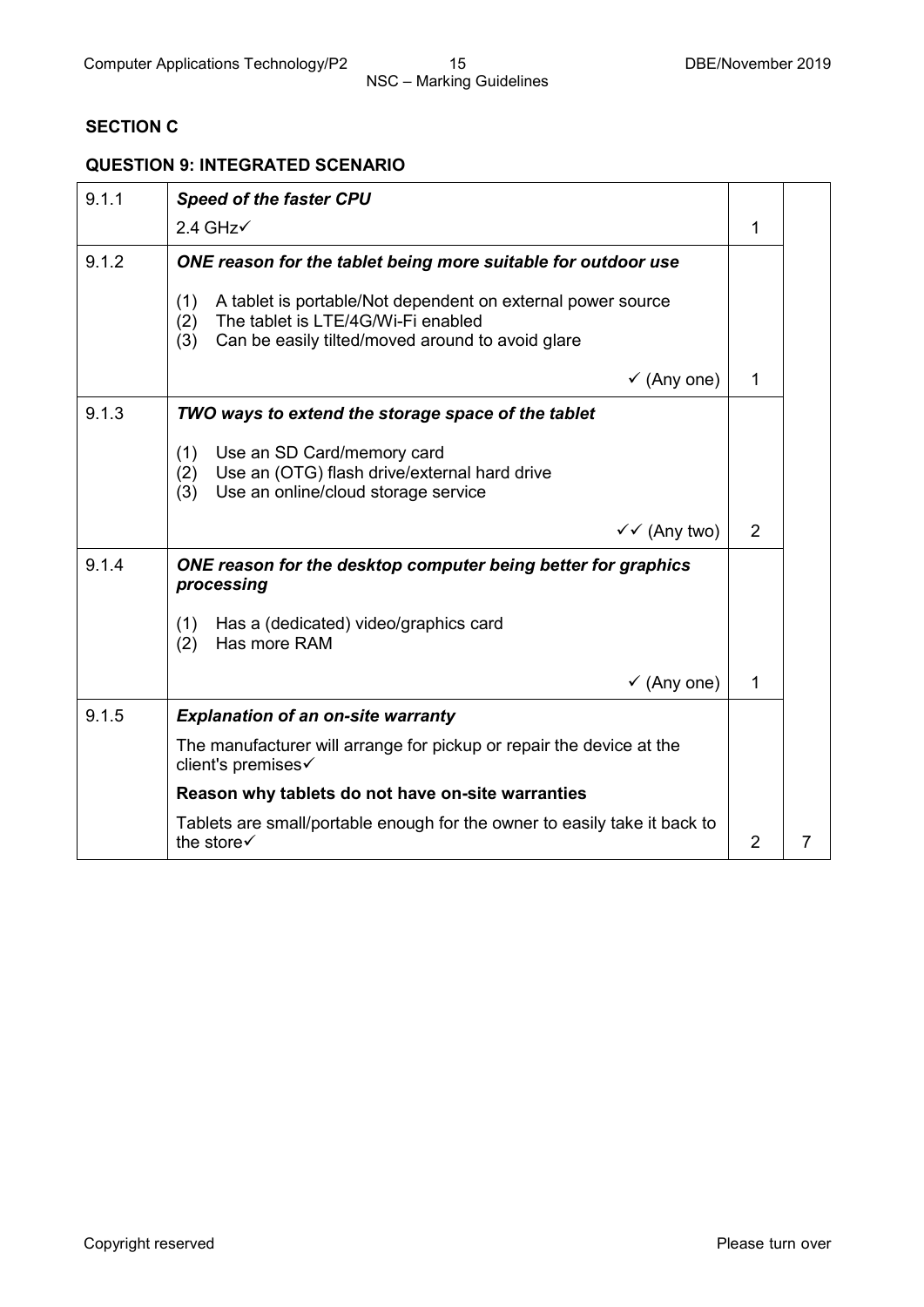## SECTION C

### QUESTION 9: INTEGRATED SCENARIO

| | | | |
|---|---|---|---|
| 9.1.1 | ***Speed of the faster CPU***<br>2.4 GHz✓ | 1 | |
| 9.1.2 | ***ONE reason for the tablet being more suitable for outdoor use***<br>(1) A tablet is portable/Not dependent on external power source<br>(2) The tablet is LTE/4G/Wi-Fi enabled<br>(3) Can be easily tilted/moved around to avoid glare<br>✓ (Any one) | 1 | |
| 9.1.3 | ***TWO ways to extend the storage space of the tablet***<br>(1) Use an SD Card/memory card<br>(2) Use an (OTG) flash drive/external hard drive<br>(3) Use an online/cloud storage service<br>✓✓ (Any two) | 2 | |
| 9.1.4 | ***ONE reason for the desktop computer being better for graphics processing***<br>(1) Has a (dedicated) video/graphics card<br>(2) Has more RAM<br>✓ (Any one) | 1 | |
| 9.1.5 | ***Explanation of an on-site warranty***<br>The manufacturer will arrange for pickup or repair the device at the client's premises✓<br>**Reason why tablets do not have on-site warranties**<br>Tablets are small/portable enough for the owner to easily take it back to the store✓ | 2 | 7 |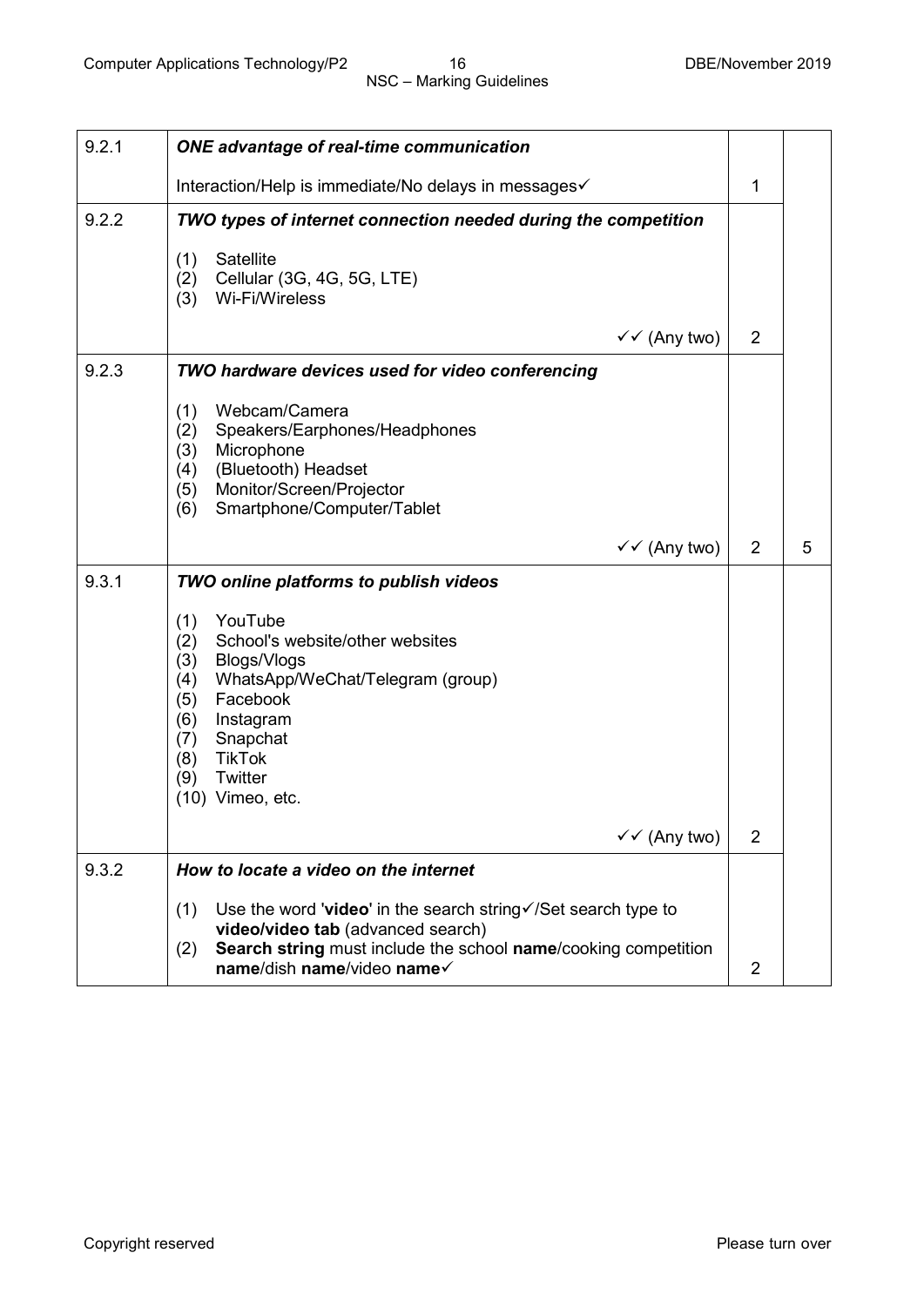| | | | |
|---|---|---|---|
| 9.2.1 | ***ONE advantage of real-time communication***<br><br>Interaction/Help is immediate/No delays in messages✓ | 1 | |
| 9.2.2 | ***TWO types of internet connection needed during the competition***<br><br>(1) Satellite<br>(2) Cellular (3G, 4G, 5G, LTE)<br>(3) Wi-Fi/Wireless<br><br>✓✓ (Any two) | 2 | |
| 9.2.3 | ***TWO hardware devices used for video conferencing***<br><br>(1) Webcam/Camera<br>(2) Speakers/Earphones/Headphones<br>(3) Microphone<br>(4) (Bluetooth) Headset<br>(5) Monitor/Screen/Projector<br>(6) Smartphone/Computer/Tablet<br><br>✓✓ (Any two) | 2 | 5 |
| 9.3.1 | ***TWO online platforms to publish videos***<br><br>(1) YouTube<br>(2) School's website/other websites<br>(3) Blogs/Vlogs<br>(4) WhatsApp/WeChat/Telegram (group)<br>(5) Facebook<br>(6) Instagram<br>(7) Snapchat<br>(8) TikTok<br>(9) Twitter<br>(10) Vimeo, etc.<br><br>✓✓ (Any two) | 2 | |
| 9.3.2 | ***How to locate a video on the internet***<br><br>(1) Use the word '**video**' in the search string✓/Set search type to **video/video tab** (advanced search)<br>(2) **Search string** must include the school **name**/cooking competition **name**/dish **name**/video **name**✓ | 2 | |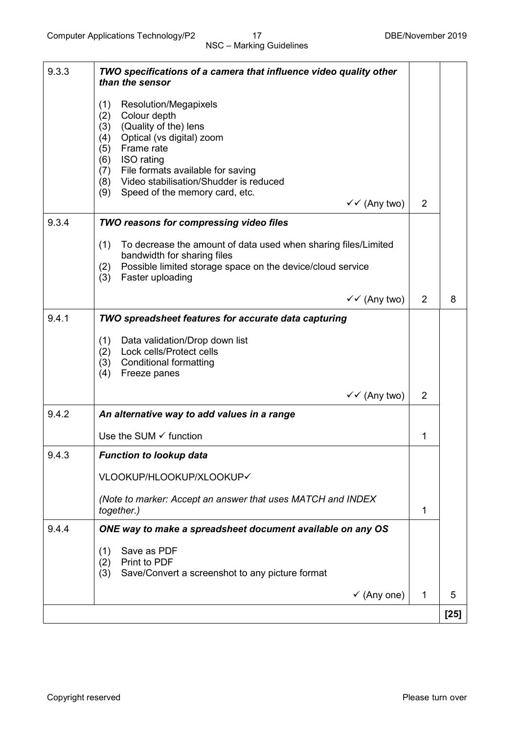| | | | |
|---|---|---|---|
| 9.3.3 | ***TWO specifications of a camera that influence video quality other than the sensor***<br><br>(1) Resolution/Megapixels<br>(2) Colour depth<br>(3) (Quality of the) lens<br>(4) Optical (vs digital) zoom<br>(5) Frame rate<br>(6) ISO rating<br>(7) File formats available for saving<br>(8) Video stabilisation/Shudder is reduced<br>(9) Speed of the memory card, etc.<br><br>✓✓ (Any two) | 2 | |
| 9.3.4 | ***TWO reasons for compressing video files***<br><br>(1) To decrease the amount of data used when sharing files/Limited bandwidth for sharing files<br>(2) Possible limited storage space on the device/cloud service<br>(3) Faster uploading<br><br>✓✓ (Any two) | 2 | 8 |
| 9.4.1 | ***TWO spreadsheet features for accurate data capturing***<br><br>(1) Data validation/Drop down list<br>(2) Lock cells/Protect cells<br>(3) Conditional formatting<br>(4) Freeze panes<br><br>✓✓ (Any two) | 2 | |
| 9.4.2 | ***An alternative way to add values in a range***<br><br>Use the SUM ✓ function | 1 | |
| 9.4.3 | ***Function to lookup data***<br><br>VLOOKUP/HLOOKUP/XLOOKUP✓<br><br>*(Note to marker: Accept an answer that uses MATCH and INDEX together.)* | 1 | |
| 9.4.4 | ***ONE way to make a spreadsheet document available on any OS***<br><br>(1) Save as PDF<br>(2) Print to PDF<br>(3) Save/Convert a screenshot to any picture format<br><br>✓ (Any one) | 1 | 5 |
| | | | **[25]** |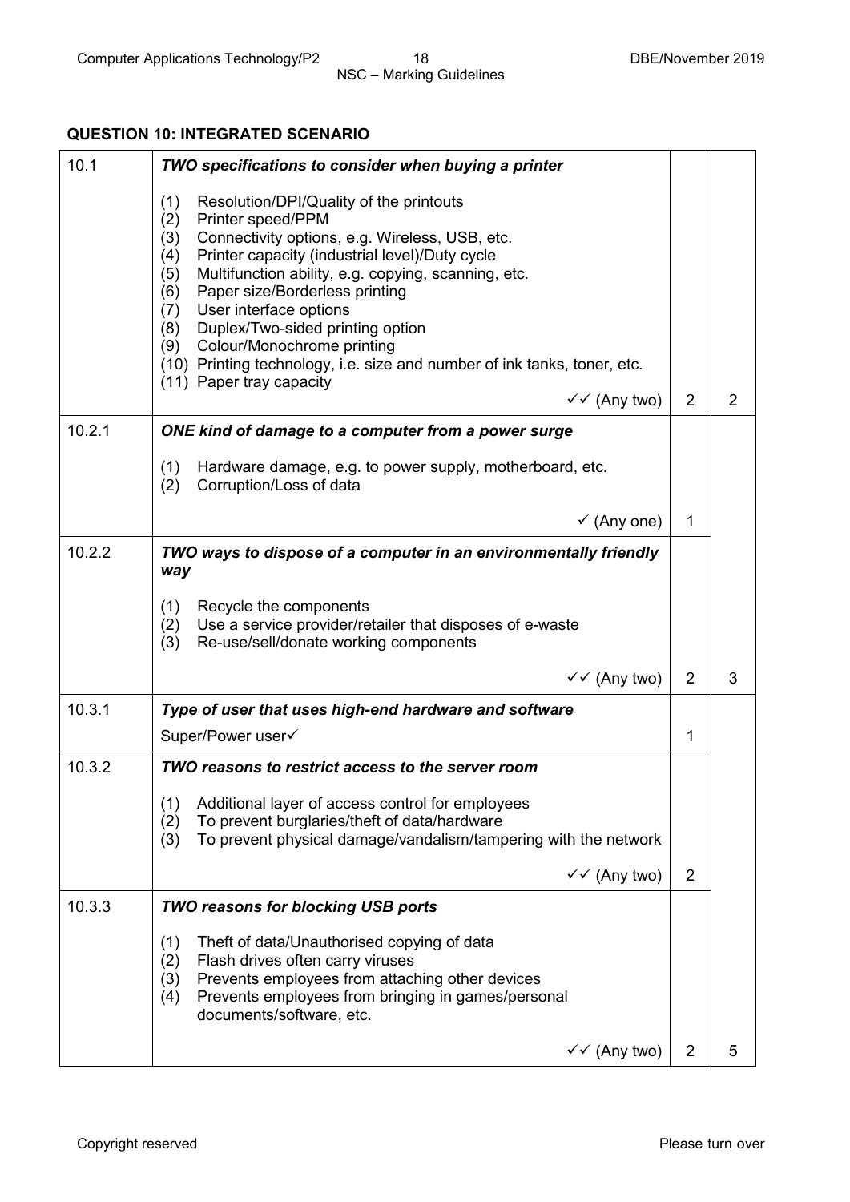## QUESTION 10: INTEGRATED SCENARIO

| | | | |
|---|---|---|---|
| 10.1 | ***TWO specifications to consider when buying a printer***<br><br>(1) Resolution/DPI/Quality of the printouts<br>(2) Printer speed/PPM<br>(3) Connectivity options, e.g. Wireless, USB, etc.<br>(4) Printer capacity (industrial level)/Duty cycle<br>(5) Multifunction ability, e.g. copying, scanning, etc.<br>(6) Paper size/Borderless printing<br>(7) User interface options<br>(8) Duplex/Two-sided printing option<br>(9) Colour/Monochrome printing<br>(10) Printing technology, i.e. size and number of ink tanks, toner, etc.<br>(11) Paper tray capacity<br><br>✓✓ (Any two) | 2 | 2 |
| 10.2.1 | ***ONE kind of damage to a computer from a power surge***<br><br>(1) Hardware damage, e.g. to power supply, motherboard, etc.<br>(2) Corruption/Loss of data<br><br>✓ (Any one) | 1 | |
| 10.2.2 | ***TWO ways to dispose of a computer in an environmentally friendly way***<br><br>(1) Recycle the components<br>(2) Use a service provider/retailer that disposes of e-waste<br>(3) Re-use/sell/donate working components<br><br>✓✓ (Any two) | 2 | 3 |
| 10.3.1 | ***Type of user that uses high-end hardware and software***<br><br>Super/Power user✓ | 1 | |
| 10.3.2 | ***TWO reasons to restrict access to the server room***<br><br>(1) Additional layer of access control for employees<br>(2) To prevent burglaries/theft of data/hardware<br>(3) To prevent physical damage/vandalism/tampering with the network<br><br>✓✓ (Any two) | 2 | |
| 10.3.3 | ***TWO reasons for blocking USB ports***<br><br>(1) Theft of data/Unauthorised copying of data<br>(2) Flash drives often carry viruses<br>(3) Prevents employees from attaching other devices<br>(4) Prevents employees from bringing in games/personal documents/software, etc.<br><br>✓✓ (Any two) | 2 | 5 |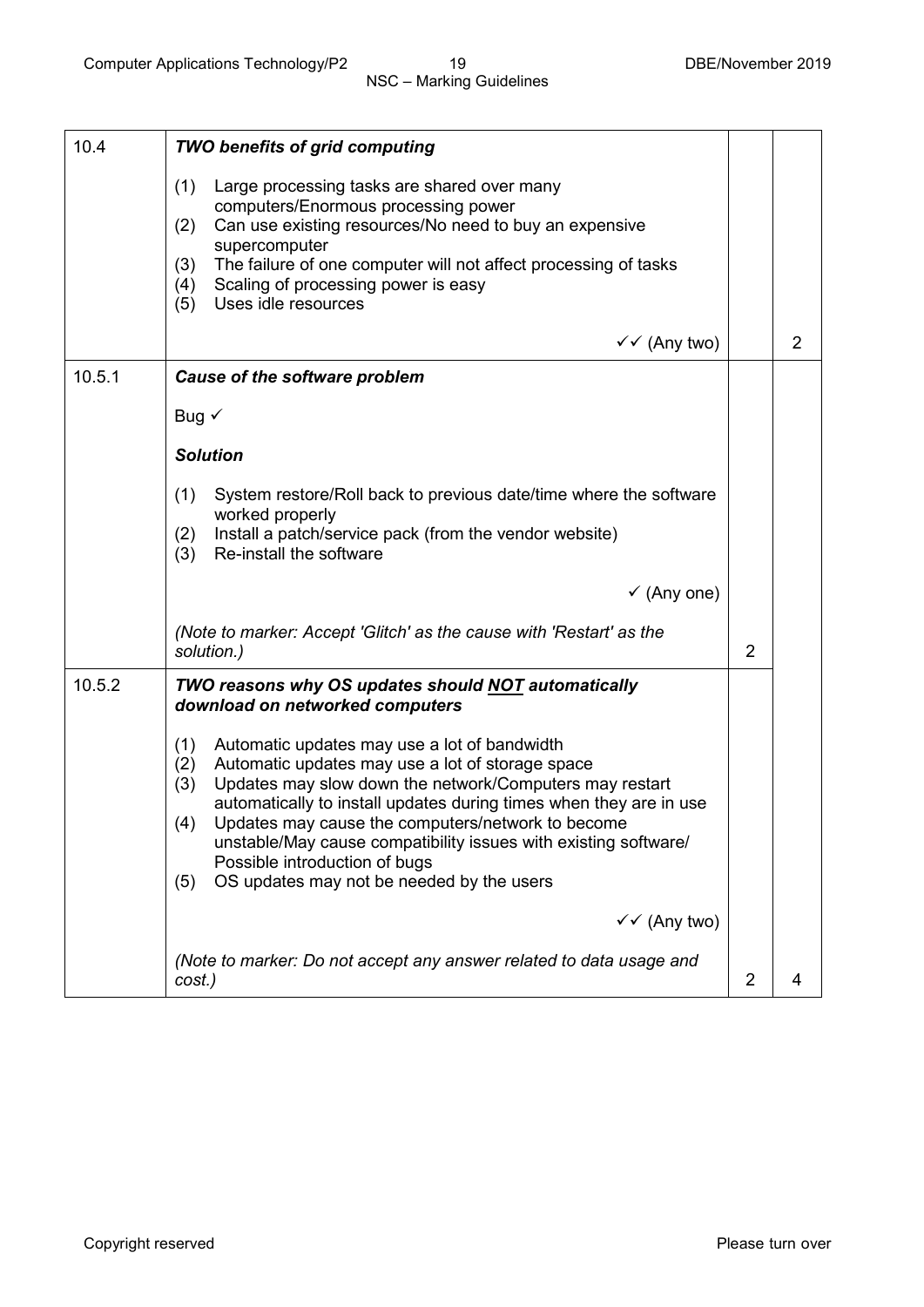| | | | |
|---|---|---|---|
| 10.4 | ***TWO benefits of grid computing***<br><br>(1) Large processing tasks are shared over many computers/Enormous processing power<br>(2) Can use existing resources/No need to buy an expensive supercomputer<br>(3) The failure of one computer will not affect processing of tasks<br>(4) Scaling of processing power is easy<br>(5) Uses idle resources<br><br>✓✓ (Any two) | | 2 |
| 10.5.1 | ***Cause of the software problem***<br><br>Bug ✓<br><br>***Solution***<br><br>(1) System restore/Roll back to previous date/time where the software worked properly<br>(2) Install a patch/service pack (from the vendor website)<br>(3) Re-install the software<br><br>✓ (Any one)<br><br>*(Note to marker: Accept 'Glitch' as the cause with 'Restart' as the solution.)* | 2 | |
| 10.5.2 | ***TWO reasons why OS updates should NOT automatically download on networked computers***<br><br>(1) Automatic updates may use a lot of bandwidth<br>(2) Automatic updates may use a lot of storage space<br>(3) Updates may slow down the network/Computers may restart automatically to install updates during times when they are in use<br>(4) Updates may cause the computers/network to become unstable/May cause compatibility issues with existing software/ Possible introduction of bugs<br>(5) OS updates may not be needed by the users<br><br>✓✓ (Any two)<br><br>*(Note to marker: Do not accept any answer related to data usage and cost.)* | 2 | 4 |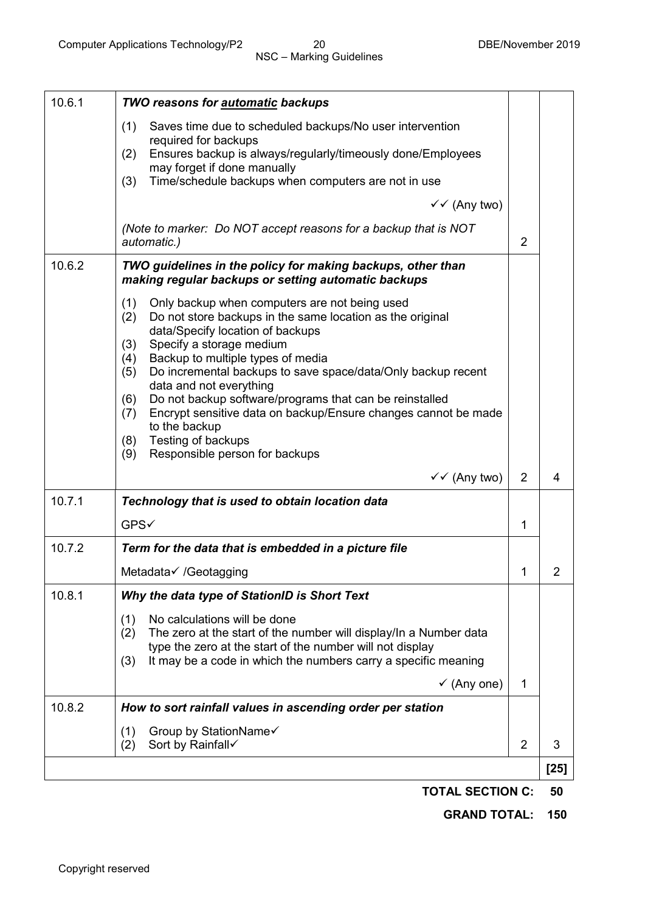| | | | |
|---|---|---|---|
| 10.6.1 | ***TWO reasons for automatic backups***<br>(1) Saves time due to scheduled backups/No user intervention required for backups<br>(2) Ensures backup is always/regularly/timeously done/Employees may forget if done manually<br>(3) Time/schedule backups when computers are not in use<br>✓✓ (Any two)<br>*(Note to marker: Do NOT accept reasons for a backup that is NOT automatic.)* | 2 | |
| 10.6.2 | ***TWO guidelines in the policy for making backups, other than making regular backups or setting automatic backups***<br>(1) Only backup when computers are not being used<br>(2) Do not store backups in the same location as the original data/Specify location of backups<br>(3) Specify a storage medium<br>(4) Backup to multiple types of media<br>(5) Do incremental backups to save space/data/Only backup recent data and not everything<br>(6) Do not backup software/programs that can be reinstalled<br>(7) Encrypt sensitive data on backup/Ensure changes cannot be made to the backup<br>(8) Testing of backups<br>(9) Responsible person for backups<br>✓✓ (Any two) | 2 | 4 |
| 10.7.1 | ***Technology that is used to obtain location data***<br>GPS✓ | 1 | |
| 10.7.2 | ***Term for the data that is embedded in a picture file***<br>Metadata✓ /Geotagging | 1 | 2 |
| 10.8.1 | ***Why the data type of StationID is Short Text***<br>(1) No calculations will be done<br>(2) The zero at the start of the number will display/In a Number data type the zero at the start of the number will not display<br>(3) It may be a code in which the numbers carry a specific meaning<br>✓ (Any one) | 1 | |
| 10.8.2 | ***How to sort rainfall values in ascending order per station***<br>(1) Group by StationName✓<br>(2) Sort by Rainfall✓ | 2 | 3 |
| | | | **[25]** |

**TOTAL SECTION C: 50**

**GRAND TOTAL: 150**